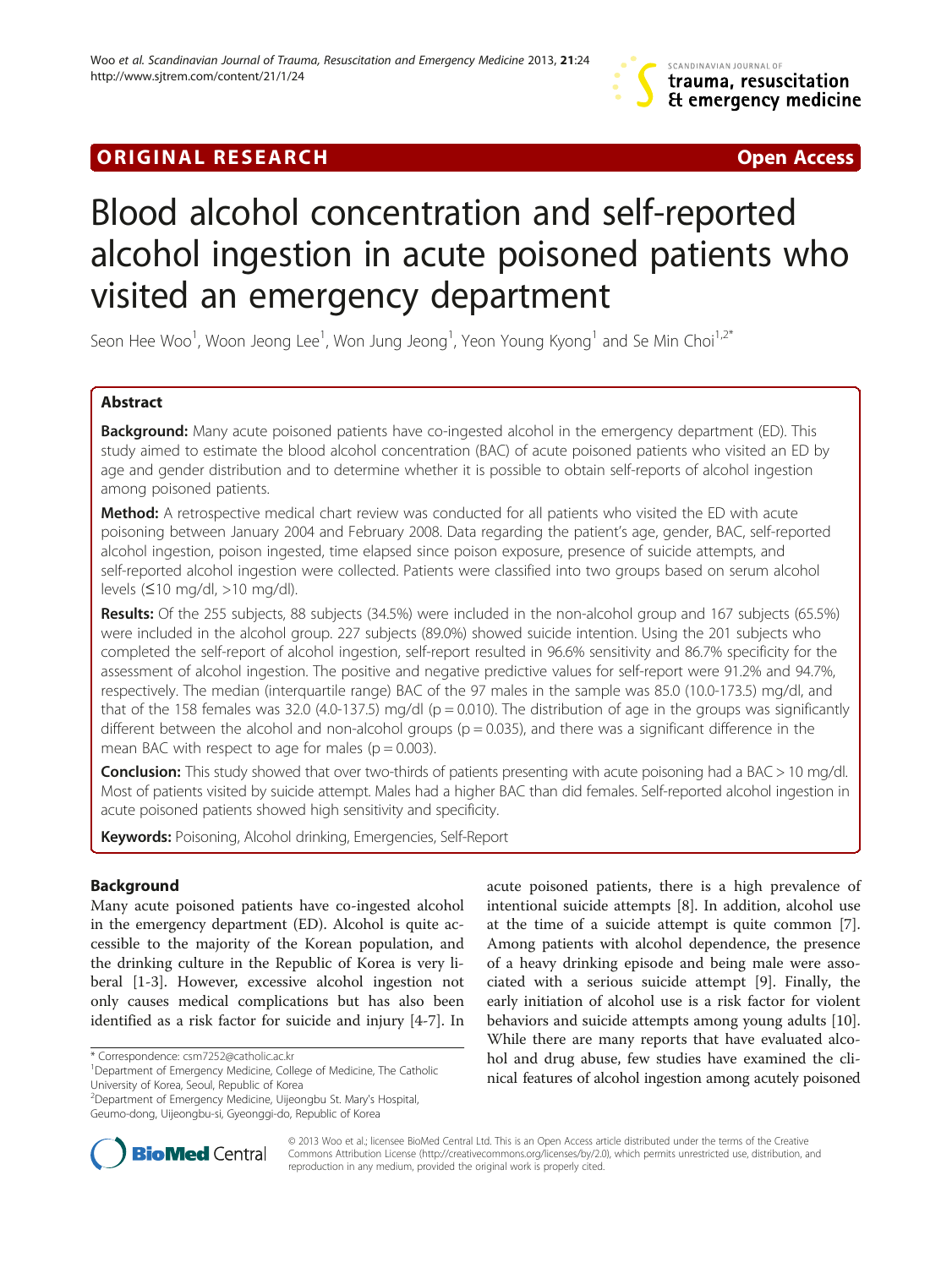ORIGINAL RESEARCH Open Access

# Blood alcohol concentration and self-reported alcohol ingestion in acute poisoned patients who visited an emergency department

Seon Hee Woo[1], Woon Jeong Lee[1], Won Jung Jeong[1], Yeon Young Kyong[1] and Se Min Choi[1,2*]

## Abstract

**Background:** Many acute poisoned patients have co-ingested alcohol in the emergency department (ED). This study aimed to estimate the blood alcohol concentration (BAC) of acute poisoned patients who visited an ED by age and gender distribution and to determine whether it is possible to obtain self-reports of alcohol ingestion among poisoned patients.

**Method:** A retrospective medical chart review was conducted for all patients who visited the ED with acute poisoning between January 2004 and February 2008. Data regarding the patient's age, gender, BAC, self-reported alcohol ingestion, poison ingested, time elapsed since poison exposure, presence of suicide attempts, and self-reported alcohol ingestion were collected. Patients were classified into two groups based on serum alcohol levels (≤10 mg/dl, >10 mg/dl).

**Results:** Of the 255 subjects, 88 subjects (34.5%) were included in the non-alcohol group and 167 subjects (65.5%) were included in the alcohol group. 227 subjects (89.0%) showed suicide intention. Using the 201 subjects who completed the self-report of alcohol ingestion, self-report resulted in 96.6% sensitivity and 86.7% specificity for the assessment of alcohol ingestion. The positive and negative predictive values for self-report were 91.2% and 94.7%, respectively. The median (interquartile range) BAC of the 97 males in the sample was 85.0 (10.0-173.5) mg/dl, and that of the 158 females was 32.0 (4.0-137.5) mg/dl ($p = 0.010$). The distribution of age in the groups was significantly different between the alcohol and non-alcohol groups ($p = 0.035$), and there was a significant difference in the mean BAC with respect to age for males ($p = 0.003$).

**Conclusion:** This study showed that over two-thirds of patients presenting with acute poisoning had a BAC > 10 mg/dl. Most of patients visited by suicide attempt. Males had a higher BAC than did females. Self-reported alcohol ingestion in acute poisoned patients showed high sensitivity and specificity.

**Keywords:** Poisoning, Alcohol drinking, Emergencies, Self-Report

## Background

Many acute poisoned patients have co-ingested alcohol in the emergency department (ED). Alcohol is quite accessible to the majority of the Korean population, and the drinking culture in the Republic of Korea is very liberal [1-3]. However, excessive alcohol ingestion not only causes medical complications but has also been identified as a risk factor for suicide and injury [4-7]. In acute poisoned patients, there is a high prevalence of intentional suicide attempts [8]. In addition, alcohol use at the time of a suicide attempt is quite common [7]. Among patients with alcohol dependence, the presence of a heavy drinking episode and being male were associated with a serious suicide attempt [9]. Finally, the early initiation of alcohol use is a risk factor for violent behaviors and suicide attempts among young adults [10]. While there are many reports that have evaluated alcohol and drug abuse, few studies have examined the clinical features of alcohol ingestion among acutely poisoned

* Correspondence: csm7252@catholic.ac.kr
[1]Department of Emergency Medicine, College of Medicine, The Catholic University of Korea, Seoul, Republic of Korea
[2]Department of Emergency Medicine, Uijeongbu St. Mary's Hospital, Geumo-dong, Uijeongbu-si, Gyeonggi-do, Republic of Korea

© 2013 Woo et al.; licensee BioMed Central Ltd. This is an Open Access article distributed under the terms of the Creative Commons Attribution License (http://creativecommons.org/licenses/by/2.0), which permits unrestricted use, distribution, and reproduction in any medium, provided the original work is properly cited.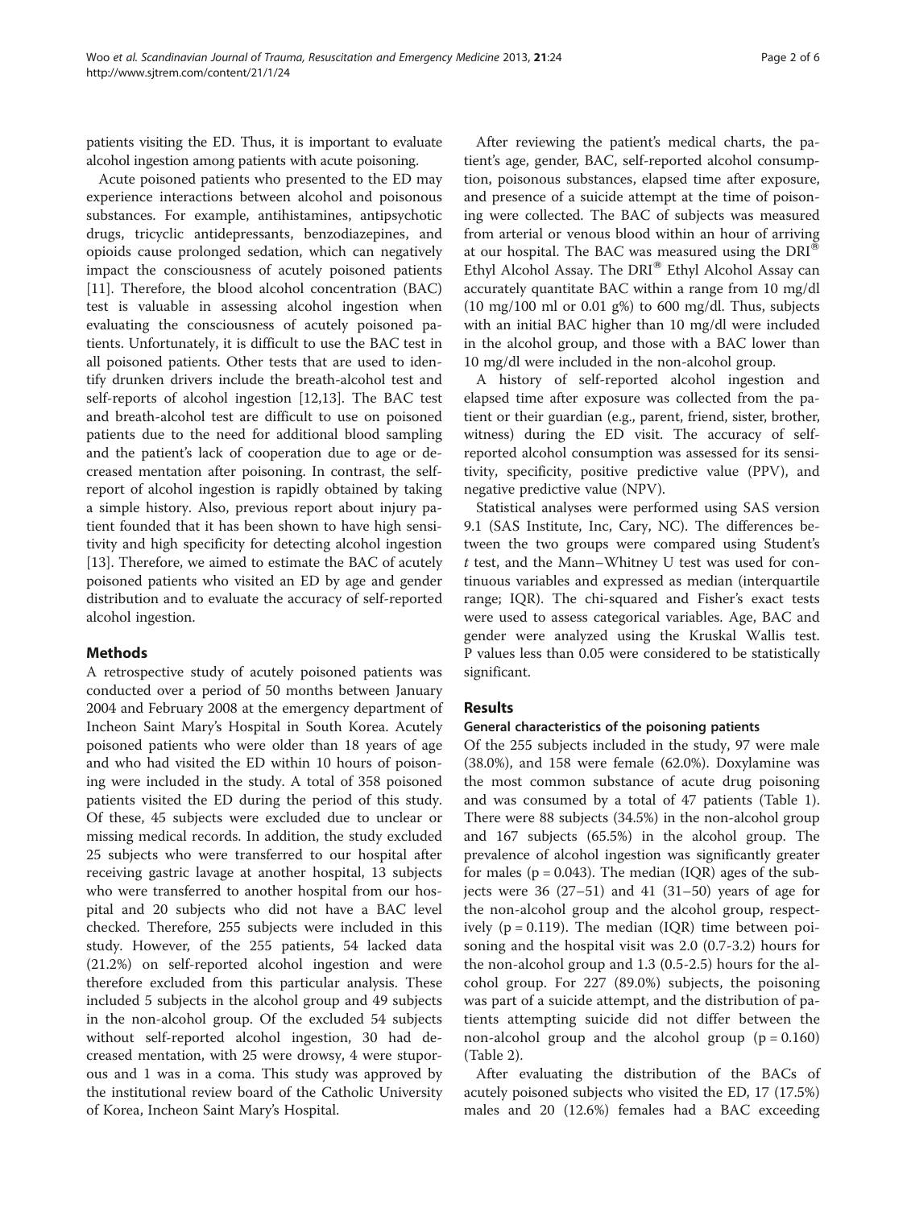patients visiting the ED. Thus, it is important to evaluate alcohol ingestion among patients with acute poisoning.

Acute poisoned patients who presented to the ED may experience interactions between alcohol and poisonous substances. For example, antihistamines, antipsychotic drugs, tricyclic antidepressants, benzodiazepines, and opioids cause prolonged sedation, which can negatively impact the consciousness of acutely poisoned patients [11]. Therefore, the blood alcohol concentration (BAC) test is valuable in assessing alcohol ingestion when evaluating the consciousness of acutely poisoned patients. Unfortunately, it is difficult to use the BAC test in all poisoned patients. Other tests that are used to identify drunken drivers include the breath-alcohol test and self-reports of alcohol ingestion [12,13]. The BAC test and breath-alcohol test are difficult to use on poisoned patients due to the need for additional blood sampling and the patient's lack of cooperation due to age or decreased mentation after poisoning. In contrast, the self-report of alcohol ingestion is rapidly obtained by taking a simple history. Also, previous report about injury patient founded that it has been shown to have high sensitivity and high specificity for detecting alcohol ingestion [13]. Therefore, we aimed to estimate the BAC of acutely poisoned patients who visited an ED by age and gender distribution and to evaluate the accuracy of self-reported alcohol ingestion.

## Methods

A retrospective study of acutely poisoned patients was conducted over a period of 50 months between January 2004 and February 2008 at the emergency department of Incheon Saint Mary's Hospital in South Korea. Acutely poisoned patients who were older than 18 years of age and who had visited the ED within 10 hours of poisoning were included in the study. A total of 358 poisoned patients visited the ED during the period of this study. Of these, 45 subjects were excluded due to unclear or missing medical records. In addition, the study excluded 25 subjects who were transferred to our hospital after receiving gastric lavage at another hospital, 13 subjects who were transferred to another hospital from our hospital and 20 subjects who did not have a BAC level checked. Therefore, 255 subjects were included in this study. However, of the 255 patients, 54 lacked data (21.2%) on self-reported alcohol ingestion and were therefore excluded from this particular analysis. These included 5 subjects in the alcohol group and 49 subjects in the non-alcohol group. Of the excluded 54 subjects without self-reported alcohol ingestion, 30 had decreased mentation, with 25 were drowsy, 4 were stuporous and 1 was in a coma. This study was approved by the institutional review board of the Catholic University of Korea, Incheon Saint Mary's Hospital.

After reviewing the patient's medical charts, the patient's age, gender, BAC, self-reported alcohol consumption, poisonous substances, elapsed time after exposure, and presence of a suicide attempt at the time of poisoning were collected. The BAC of subjects was measured from arterial or venous blood within an hour of arriving at our hospital. The BAC was measured using the DRI® Ethyl Alcohol Assay. The DRI® Ethyl Alcohol Assay can accurately quantitate BAC within a range from 10 mg/dl (10 mg/100 ml or 0.01 g%) to 600 mg/dl. Thus, subjects with an initial BAC higher than 10 mg/dl were included in the alcohol group, and those with a BAC lower than 10 mg/dl were included in the non-alcohol group.

A history of self-reported alcohol ingestion and elapsed time after exposure was collected from the patient or their guardian (e.g., parent, friend, sister, brother, witness) during the ED visit. The accuracy of self-reported alcohol consumption was assessed for its sensitivity, specificity, positive predictive value (PPV), and negative predictive value (NPV).

Statistical analyses were performed using SAS version 9.1 (SAS Institute, Inc, Cary, NC). The differences between the two groups were compared using Student's *t* test, and the Mann–Whitney U test was used for continuous variables and expressed as median (interquartile range; IQR). The chi-squared and Fisher's exact tests were used to assess categorical variables. Age, BAC and gender were analyzed using the Kruskal Wallis test. P values less than 0.05 were considered to be statistically significant.

## Results

### General characteristics of the poisoning patients

Of the 255 subjects included in the study, 97 were male (38.0%), and 158 were female (62.0%). Doxylamine was the most common substance of acute drug poisoning and was consumed by a total of 47 patients (Table 1). There were 88 subjects (34.5%) in the non-alcohol group and 167 subjects (65.5%) in the alcohol group. The prevalence of alcohol ingestion was significantly greater for males ($p = 0.043$). The median (IQR) ages of the subjects were 36 (27–51) and 41 (31–50) years of age for the non-alcohol group and the alcohol group, respectively ($p = 0.119$). The median (IQR) time between poisoning and the hospital visit was 2.0 (0.7-3.2) hours for the non-alcohol group and 1.3 (0.5-2.5) hours for the alcohol group. For 227 (89.0%) subjects, the poisoning was part of a suicide attempt, and the distribution of patients attempting suicide did not differ between the non-alcohol group and the alcohol group ($p = 0.160$) (Table 2).

After evaluating the distribution of the BACs of acutely poisoned subjects who visited the ED, 17 (17.5%) males and 20 (12.6%) females had a BAC exceeding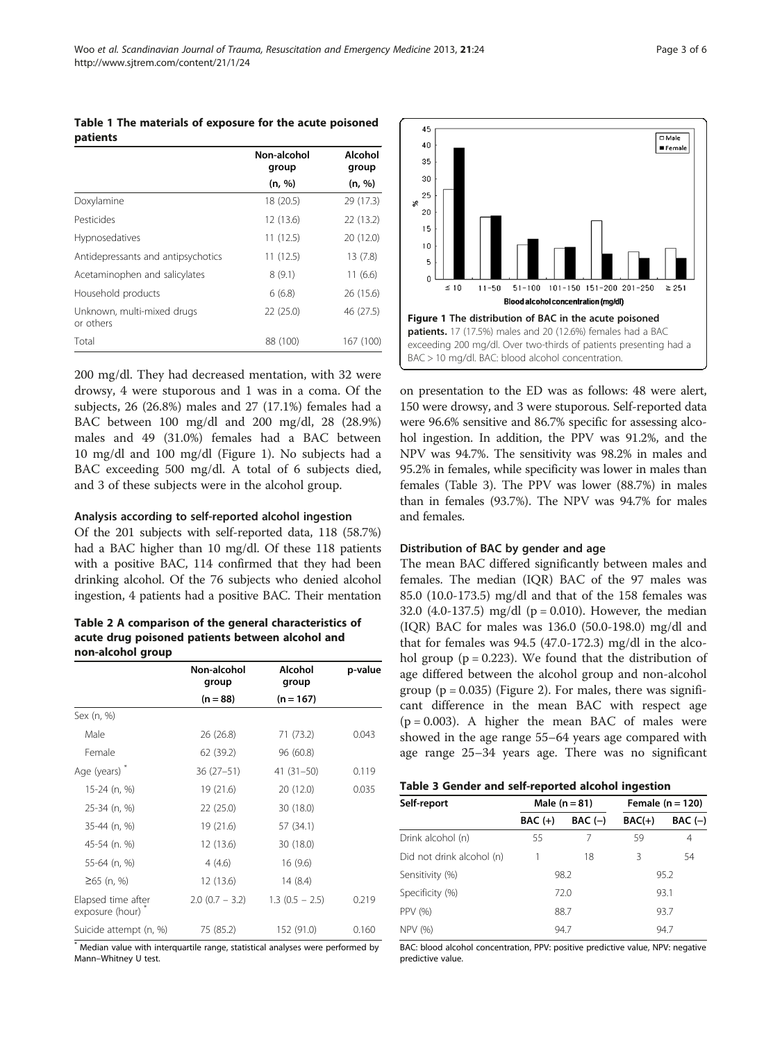**Table 1 The materials of exposure for the acute poisoned patients**

| | Non-alcohol group | Alcohol group |
|---|---|---|
| | (n, %) | (n, %) |
| Doxylamine | 18 (20.5) | 29 (17.3) |
| Pesticides | 12 (13.6) | 22 (13.2) |
| Hypnosedatives | 11 (12.5) | 20 (12.0) |
| Antidepressants and antipsychotics | 11 (12.5) | 13 (7.8) |
| Acetaminophen and salicylates | 8 (9.1) | 11 (6.6) |
| Household products | 6 (6.8) | 26 (15.6) |
| Unknown, multi-mixed drugs or others | 22 (25.0) | 46 (27.5) |
| Total | 88 (100) | 167 (100) |

200 mg/dl. They had decreased mentation, with 32 were drowsy, 4 were stuporous and 1 was in a coma. Of the subjects, 26 (26.8%) males and 27 (17.1%) females had a BAC between 100 mg/dl and 200 mg/dl, 28 (28.9%) males and 49 (31.0%) females had a BAC between 10 mg/dl and 100 mg/dl (Figure 1). No subjects had a BAC exceeding 500 mg/dl. A total of 6 subjects died, and 3 of these subjects were in the alcohol group.

### Analysis according to self-reported alcohol ingestion

Of the 201 subjects with self-reported data, 118 (58.7%) had a BAC higher than 10 mg/dl. Of these 118 patients with a positive BAC, 114 confirmed that they had been drinking alcohol. Of the 76 subjects who denied alcohol ingestion, 4 patients had a positive BAC. Their mentation on presentation to the ED was as follows: 48 were alert, 150 were drowsy, and 3 were stuporous. Self-reported data were 96.6% sensitive and 86.7% specific for assessing alcohol ingestion. In addition, the PPV was 91.2%, and the NPV was 94.7%. The sensitivity was 98.2% in males and 95.2% in females, while specificity was lower in males than females (Table 3). The PPV was lower (88.7%) in males than in females (93.7%). The NPV was 94.7% for males and females.

**Table 2 A comparison of the general characteristics of acute drug poisoned patients between alcohol and non-alcohol group**

| | Non-alcohol group | Alcohol group | p-value |
|---|---|---|---|
| | (n = 88) | (n = 167) | |
| Sex (n, %) | | | |
| Male | 26 (26.8) | 71 (73.2) | 0.043 |
| Female | 62 (39.2) | 96 (60.8) | |
| Age (years) * | 36 (27–51) | 41 (31–50) | 0.119 |
| 15-24 (n, %) | 19 (21.6) | 20 (12.0) | 0.035 |
| 25-34 (n, %) | 22 (25.0) | 30 (18.0) | |
| 35-44 (n, %) | 19 (21.6) | 57 (34.1) | |
| 45-54 (n. %) | 12 (13.6) | 30 (18.0) | |
| 55-64 (n, %) | 4 (4.6) | 16 (9.6) | |
| ≥65 (n, %) | 12 (13.6) | 14 (8.4) | |
| Elapsed time after exposure (hour) * | 2.0 (0.7 – 3.2) | 1.3 (0.5 – 2.5) | 0.219 |
| Suicide attempt (n, %) | 75 (85.2) | 152 (91.0) | 0.160 |

* Median value with interquartile range, statistical analyses were performed by Mann–Whitney U test.

**Figure 1 The distribution of BAC in the acute poisoned patients.** 17 (17.5%) males and 20 (12.6%) females had a BAC exceeding 200 mg/dl. Over two-thirds of patients presenting had a BAC > 10 mg/dl. BAC: blood alcohol concentration.

### Distribution of BAC by gender and age

The mean BAC differed significantly between males and females. The median (IQR) BAC of the 97 males was 85.0 (10.0-173.5) mg/dl and that of the 158 females was 32.0 (4.0-137.5) mg/dl (p = 0.010). However, the median (IQR) BAC for males was 136.0 (50.0-198.0) mg/dl and that for females was 94.5 (47.0-172.3) mg/dl in the alcohol group (p = 0.223). We found that the distribution of age differed between the alcohol group and non-alcohol group (p = 0.035) (Figure 2). For males, there was significant difference in the mean BAC with respect age (p = 0.003). A higher the mean BAC of males were showed in the age range 55–64 years age compared with age range 25–34 years age. There was no significant

**Table 3 Gender and self-reported alcohol ingestion**

| Self-report | Male (n = 81) | | Female (n = 120) | |
|---|---|---|---|---|
| | BAC (+) | BAC (−) | BAC(+) | BAC (−) |
| Drink alcohol (n) | 55 | 7 | 59 | 4 |
| Did not drink alcohol (n) | 1 | 18 | 3 | 54 |
| Sensitivity (%) | 98.2 | | 95.2 | |
| Specificity (%) | 72.0 | | 93.1 | |
| PPV (%) | 88.7 | | 93.7 | |
| NPV (%) | 94.7 | | 94.7 | |

BAC: blood alcohol concentration, PPV: positive predictive value, NPV: negative predictive value.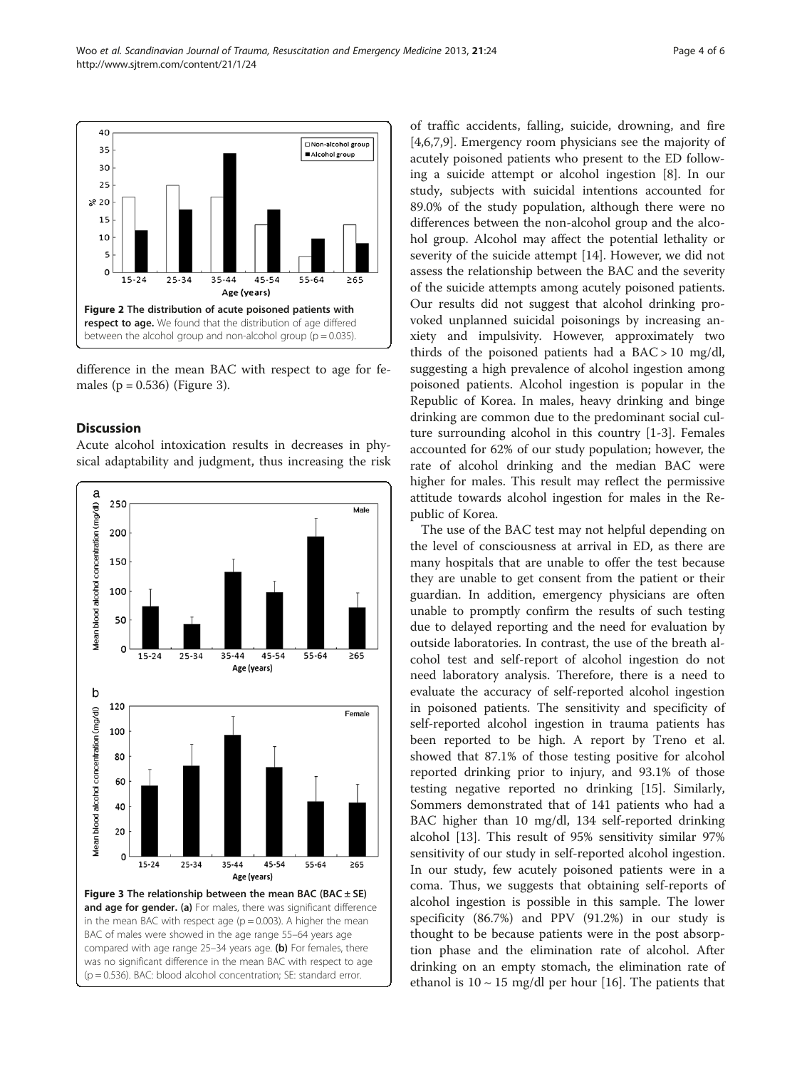Figure 2 The distribution of acute poisoned patients with respect to age. We found that the distribution of age differed between the alcohol group and non-alcohol group (p = 0.035).

difference in the mean BAC with respect to age for females (p = 0.536) (Figure 3).

## Discussion

Acute alcohol intoxication results in decreases in physical adaptability and judgment, thus increasing the risk of traffic accidents, falling, suicide, drowning, and fire [4,6,7,9]. Emergency room physicians see the majority of acutely poisoned patients who present to the ED following a suicide attempt or alcohol ingestion [8]. In our study, subjects with suicidal intentions accounted for 89.0% of the study population, although there were no differences between the non-alcohol group and the alcohol group. Alcohol may affect the potential lethality or severity of the suicide attempt [14]. However, we did not assess the relationship between the BAC and the severity of the suicide attempts among acutely poisoned patients. Our results did not suggest that alcohol drinking provoked unplanned suicidal poisonings by increasing anxiety and impulsivity. However, approximately two thirds of the poisoned patients had a BAC > 10 mg/dl, suggesting a high prevalence of alcohol ingestion among poisoned patients. Alcohol ingestion is popular in the Republic of Korea. In males, heavy drinking and binge drinking are common due to the predominant social culture surrounding alcohol in this country [1-3]. Females accounted for 62% of our study population; however, the rate of alcohol drinking and the median BAC were higher for males. This result may reflect the permissive attitude towards alcohol ingestion for males in the Republic of Korea.

Figure 3 The relationship between the mean BAC (BAC ± SE) and age for gender. (a) For males, there was significant difference in the mean BAC with respect age (p = 0.003). A higher the mean BAC of males were showed in the age range 55–64 years age compared with age range 25–34 years age. (b) For females, there was no significant difference in the mean BAC with respect to age (p = 0.536). BAC: blood alcohol concentration; SE: standard error.

The use of the BAC test may not helpful depending on the level of consciousness at arrival in ED, as there are many hospitals that are unable to offer the test because they are unable to get consent from the patient or their guardian. In addition, emergency physicians are often unable to promptly confirm the results of such testing due to delayed reporting and the need for evaluation by outside laboratories. In contrast, the use of the breath alcohol test and self-report of alcohol ingestion do not need laboratory analysis. Therefore, there is a need to evaluate the accuracy of self-reported alcohol ingestion in poisoned patients. The sensitivity and specificity of self-reported alcohol ingestion in trauma patients has been reported to be high. A report by Treno et al. showed that 87.1% of those testing positive for alcohol reported drinking prior to injury, and 93.1% of those testing negative reported no drinking [15]. Similarly, Sommers demonstrated that of 141 patients who had a BAC higher than 10 mg/dl, 134 self-reported drinking alcohol [13]. This result of 95% sensitivity similar 97% sensitivity of our study in self-reported alcohol ingestion. In our study, few acutely poisoned patients were in a coma. Thus, we suggests that obtaining self-reports of alcohol ingestion is possible in this sample. The lower specificity (86.7%) and PPV (91.2%) in our study is thought to be because patients were in the post absorption phase and the elimination rate of alcohol. After drinking on an empty stomach, the elimination rate of ethanol is 10 ~ 15 mg/dl per hour [16]. The patients that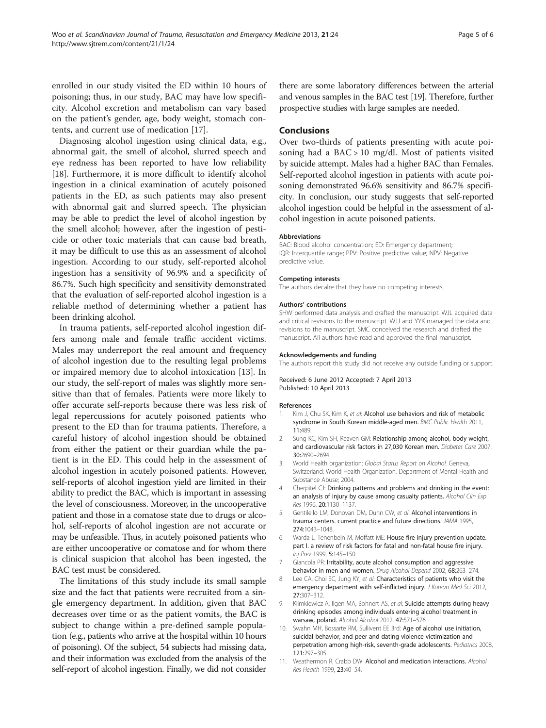enrolled in our study visited the ED within 10 hours of poisoning; thus, in our study, BAC may have low specificity. Alcohol excretion and metabolism can vary based on the patient's gender, age, body weight, stomach contents, and current use of medication [17].

Diagnosing alcohol ingestion using clinical data, e.g., abnormal gait, the smell of alcohol, slurred speech and eye redness has been reported to have low reliability [18]. Furthermore, it is more difficult to identify alcohol ingestion in a clinical examination of acutely poisoned patients in the ED, as such patients may also present with abnormal gait and slurred speech. The physician may be able to predict the level of alcohol ingestion by the smell alcohol; however, after the ingestion of pesticide or other toxic materials that can cause bad breath, it may be difficult to use this as an assessment of alcohol ingestion. According to our study, self-reported alcohol ingestion has a sensitivity of 96.9% and a specificity of 86.7%. Such high specificity and sensitivity demonstrated that the evaluation of self-reported alcohol ingestion is a reliable method of determining whether a patient has been drinking alcohol.

In trauma patients, self-reported alcohol ingestion differs among male and female traffic accident victims. Males may underreport the real amount and frequency of alcohol ingestion due to the resulting legal problems or impaired memory due to alcohol intoxication [13]. In our study, the self-report of males was slightly more sensitive than that of females. Patients were more likely to offer accurate self-reports because there was less risk of legal repercussions for acutely poisoned patients who present to the ED than for trauma patients. Therefore, a careful history of alcohol ingestion should be obtained from either the patient or their guardian while the patient is in the ED. This could help in the assessment of alcohol ingestion in acutely poisoned patients. However, self-reports of alcohol ingestion yield are limited in their ability to predict the BAC, which is important in assessing the level of consciousness. Moreover, in the uncooperative patient and those in a comatose state due to drugs or alcohol, self-reports of alcohol ingestion are not accurate or may be unfeasible. Thus, in acutely poisoned patients who are either uncooperative or comatose and for whom there is clinical suspicion that alcohol has been ingested, the BAC test must be considered.

The limitations of this study include its small sample size and the fact that patients were recruited from a single emergency department. In addition, given that BAC decreases over time or as the patient vomits, the BAC is subject to change within a pre-defined sample population (e.g., patients who arrive at the hospital within 10 hours of poisoning). Of the subject, 54 subjects had missing data, and their information was excluded from the analysis of the self-report of alcohol ingestion. Finally, we did not consider there are some laboratory differences between the arterial and venous samples in the BAC test [19]. Therefore, further prospective studies with large samples are needed.

## Conclusions

Over two-thirds of patients presenting with acute poisoning had a BAC > 10 mg/dl. Most of patients visited by suicide attempt. Males had a higher BAC than Females. Self-reported alcohol ingestion in patients with acute poisoning demonstrated 96.6% sensitivity and 86.7% specificity. In conclusion, our study suggests that self-reported alcohol ingestion could be helpful in the assessment of alcohol ingestion in acute poisoned patients.

#### Abbreviations

BAC: Blood alcohol concentration; ED: Emergency department; IQR: Interquartile range; PPV: Positive predictive value; NPV: Negative predictive value.

#### Competing interests

The authors decalre that they have no competing interests.

#### Authors' contributions

SHW performed data analysis and drafted the manuscript. WJL acquired data and critical revisions to the manuscript. WJJ and YYK managed the data and revisions to the manuscript. SMC conceived the research and drafted the manuscript. All authors have read and approved the final manuscript.

#### Acknowledgements and funding

The authors report this study did not receive any outside funding or support.

Received: 6 June 2012 Accepted: 7 April 2013
Published: 10 April 2013

#### References

1. Kim J, Chu SK, Kim K, *et al*: **Alcohol use behaviors and risk of metabolic syndrome in South Korean middle-aged men.** *BMC Public Health* 2011, **11:**489.
2. Sung KC, Kim SH, Reaven GM: **Relationship among alcohol, body weight, and cardiovascular risk factors in 27,030 Korean men.** *Diabetes Care* 2007, **30:**2690–2694.
3. World Health organization: *Global Status Report on Alcohol.* Geneva, Switzerland: World Health Organization. Department of Mental Health and Substance Abuse; 2004.
4. Cherpitel CJ: **Drinking patterns and problems and drinking in the event: an analysis of injury by cause among casualty patients.** *Alcohol Clin Exp Res* 1996, **20:**1130–1137.
5. Gentilello LM, Donovan DM, Dunn CW, *et al*: **Alcohol interventions in trauma centers. current practice and future directions.** *JAMA* 1995, **274:**1043–1048.
6. Warda L, Tenenbein M, Moffatt ME: **House fire injury prevention update. part I. a review of risk factors for fatal and non-fatal house fire injury.** *Inj Prev* 1999, **5:**145–150.
7. Giancola PR: **Irritability, acute alcohol consumption and aggressive behavior in men and women.** *Drug Alcohol Depend* 2002, **68:**263–274.
8. Lee CA, Choi SC, Jung KY, *et al*: **Characteristics of patients who visit the emergency department with self-inflicted injury.** *J Korean Med Sci* 2012, **27:**307–312.
9. Klimkiewicz A, Ilgen MA, Bohnert AS, *et al*: **Suicide attempts during heavy drinking episodes among individuals entering alcohol treatment in warsaw, poland.** *Alcohol Alcohol* 2012, **47:**571–576.
10. Swahn MH, Bossarte RM, Sullivent EE 3rd: **Age of alcohol use initiation, suicidal behavior, and peer and dating violence victimization and perpetration among high-risk, seventh-grade adolescents.** *Pediatrics* 2008, **121:**297–305.
11. Weathermon R, Crabb DW: **Alcohol and medication interactions.** *Alcohol Res Health* 1999, **23:**40–54.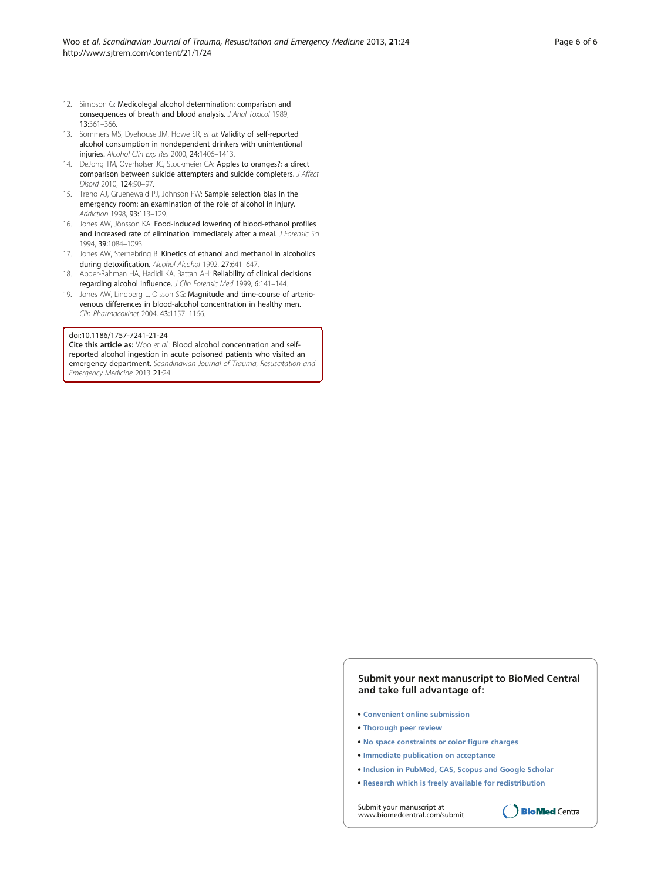12. Simpson G: Medicolegal alcohol determination: comparison and consequences of breath and blood analysis. *J Anal Toxicol* 1989, **13**:361–366.
13. Sommers MS, Dyehouse JM, Howe SR, *et al*: Validity of self-reported alcohol consumption in nondependent drinkers with unintentional injuries. *Alcohol Clin Exp Res* 2000, **24**:1406–1413.
14. DeJong TM, Overholser JC, Stockmeier CA: Apples to oranges?: a direct comparison between suicide attempters and suicide completers. *J Affect Disord* 2010, **124**:90–97.
15. Treno AJ, Gruenewald PJ, Johnson FW: Sample selection bias in the emergency room: an examination of the role of alcohol in injury. *Addiction* 1998, **93**:113–129.
16. Jones AW, Jönsson KA: Food-induced lowering of blood-ethanol profiles and increased rate of elimination immediately after a meal. *J Forensic Sci* 1994, **39**:1084–1093.
17. Jones AW, Sternebring B: Kinetics of ethanol and methanol in alcoholics during detoxification. *Alcohol Alcohol* 1992, **27**:641–647.
18. Abder-Rahman HA, Hadidi KA, Battah AH: Reliability of clinical decisions regarding alcohol influence. *J Clin Forensic Med* 1999, **6**:141–144.
19. Jones AW, Lindberg L, Olsson SG: Magnitude and time-course of arterio-venous differences in blood-alcohol concentration in healthy men. *Clin Pharmacokinet* 2004, **43**:1157–1166.

doi:10.1186/1757-7241-21-24

**Cite this article as:** Woo *et al.*: Blood alcohol concentration and self-reported alcohol ingestion in acute poisoned patients who visited an emergency department. *Scandinavian Journal of Trauma, Resuscitation and Emergency Medicine* 2013 **21**:24.

**Submit your next manuscript to BioMed Central and take full advantage of:**

- **Convenient online submission**
- **Thorough peer review**
- **No space constraints or color figure charges**
- **Immediate publication on acceptance**
- **Inclusion in PubMed, CAS, Scopus and Google Scholar**
- **Research which is freely available for redistribution**

Submit your manuscript at
www.biomedcentral.com/submit

BioMed Central